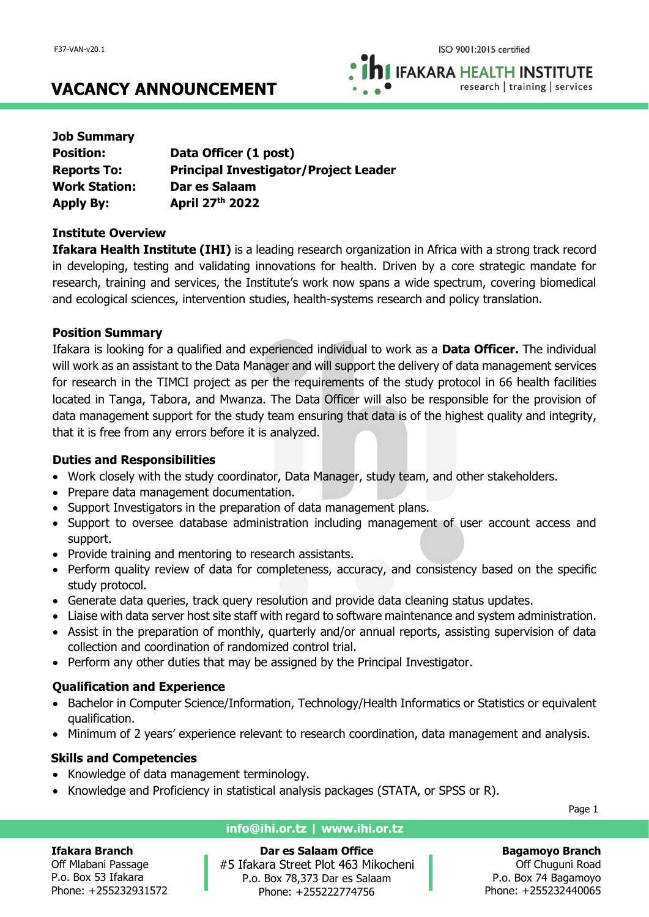# VACANCY ANNOUNCEMENT

**Job Summary**

**Position:** **Data Officer (1 post)**
**Reports To:** **Principal Investigator/Project Leader**
**Work Station:** **Dar es Salaam**
**Apply By:** **April 27th 2022**

**Institute Overview**

**Ifakara Health Institute (IHI)** is a leading research organization in Africa with a strong track record in developing, testing and validating innovations for health. Driven by a core strategic mandate for research, training and services, the Institute's work now spans a wide spectrum, covering biomedical and ecological sciences, intervention studies, health-systems research and policy translation.

**Position Summary**

Ifakara is looking for a qualified and experienced individual to work as a **Data Officer.** The individual will work as an assistant to the Data Manager and will support the delivery of data management services for research in the TIMCI project as per the requirements of the study protocol in 66 health facilities located in Tanga, Tabora, and Mwanza. The Data Officer will also be responsible for the provision of data management support for the study team ensuring that data is of the highest quality and integrity, that it is free from any errors before it is analyzed.

**Duties and Responsibilities**

- Work closely with the study coordinator, Data Manager, study team, and other stakeholders.
- Prepare data management documentation.
- Support Investigators in the preparation of data management plans.
- Support to oversee database administration including management of user account access and support.
- Provide training and mentoring to research assistants.
- Perform quality review of data for completeness, accuracy, and consistency based on the specific study protocol.
- Generate data queries, track query resolution and provide data cleaning status updates.
- Liaise with data server host site staff with regard to software maintenance and system administration.
- Assist in the preparation of monthly, quarterly and/or annual reports, assisting supervision of data collection and coordination of randomized control trial.
- Perform any other duties that may be assigned by the Principal Investigator.

**Qualification and Experience**

- Bachelor in Computer Science/Information, Technology/Health Informatics or Statistics or equivalent qualification.
- Minimum of 2 years' experience relevant to research coordination, data management and analysis.

**Skills and Competencies**

- Knowledge of data management terminology.
- Knowledge and Proficiency in statistical analysis packages (STATA, or SPSS or R).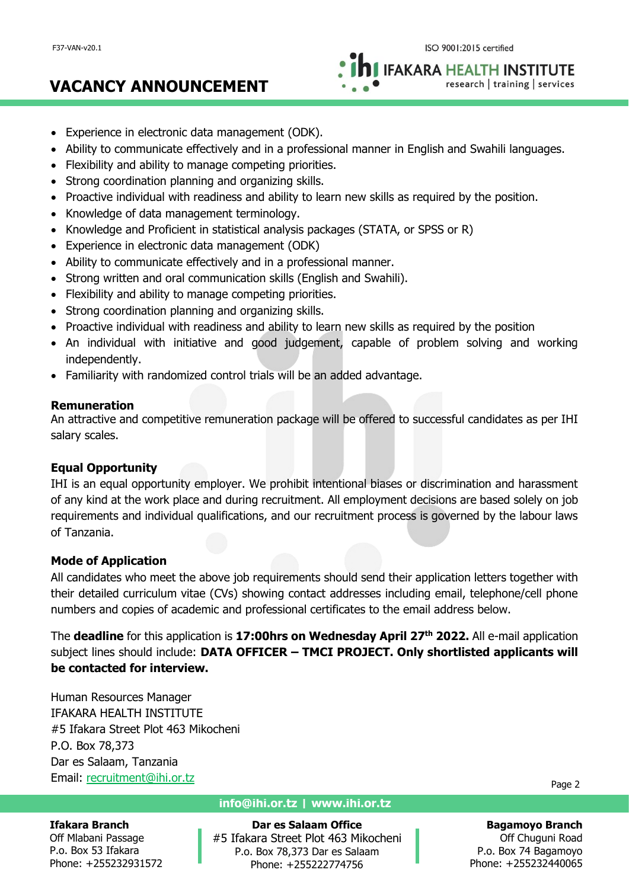- Experience in electronic data management (ODK).
- Ability to communicate effectively and in a professional manner in English and Swahili languages.
- Flexibility and ability to manage competing priorities.
- Strong coordination planning and organizing skills.
- Proactive individual with readiness and ability to learn new skills as required by the position.
- Knowledge of data management terminology.
- Knowledge and Proficient in statistical analysis packages (STATA, or SPSS or R)
- Experience in electronic data management (ODK)
- Ability to communicate effectively and in a professional manner.
- Strong written and oral communication skills (English and Swahili).
- Flexibility and ability to manage competing priorities.
- Strong coordination planning and organizing skills.
- Proactive individual with readiness and ability to learn new skills as required by the position
- An individual with initiative and good judgement, capable of problem solving and working independently.
- Familiarity with randomized control trials will be an added advantage.

**Remuneration**

An attractive and competitive remuneration package will be offered to successful candidates as per IHI salary scales.

**Equal Opportunity**

IHI is an equal opportunity employer. We prohibit intentional biases or discrimination and harassment of any kind at the work place and during recruitment. All employment decisions are based solely on job requirements and individual qualifications, and our recruitment process is governed by the labour laws of Tanzania.

**Mode of Application**

All candidates who meet the above job requirements should send their application letters together with their detailed curriculum vitae (CVs) showing contact addresses including email, telephone/cell phone numbers and copies of academic and professional certificates to the email address below.

The **deadline** for this application is **17:00hrs on Wednesday April 27th 2022.** All e-mail application subject lines should include: **DATA OFFICER – TMCI PROJECT. Only shortlisted applicants will be contacted for interview.**

Human Resources Manager
IFAKARA HEALTH INSTITUTE
#5 Ifakara Street Plot 463 Mikocheni
P.O. Box 78,373
Dar es Salaam, Tanzania
Email: recruitment@ihi.or.tz